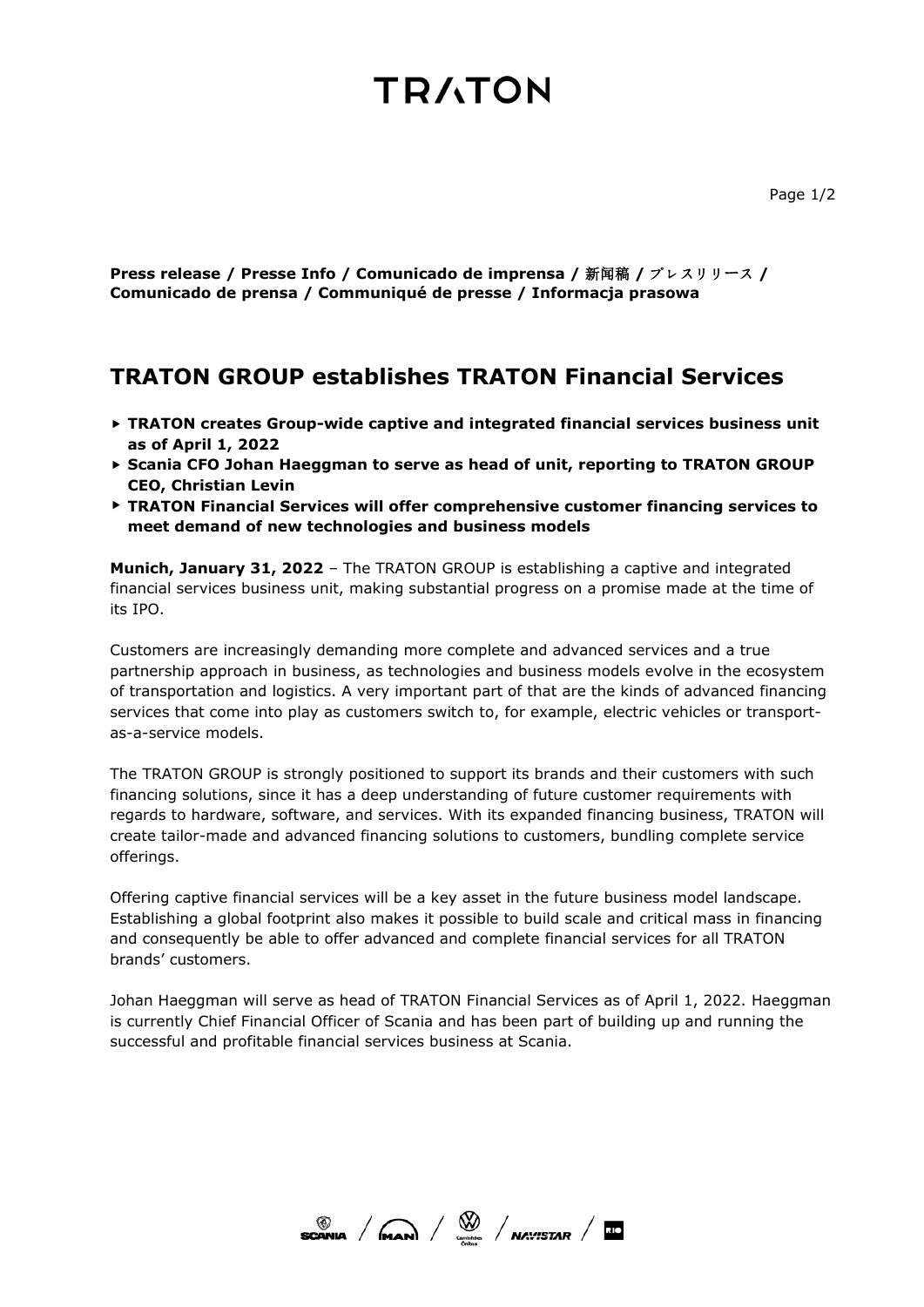# TRATON

**Press release / Presse Info / Comunicado de imprensa / 新闻稿 / プレスリリース / Comunicado de prensa / Communiqué de presse / Informacja prasowa**

## TRATON GROUP establishes TRATON Financial Services

- **TRATON creates Group-wide captive and integrated financial services business unit as of April 1, 2022**
- **Scania CFO Johan Haeggman to serve as head of unit, reporting to TRATON GROUP CEO, Christian Levin**
- **TRATON Financial Services will offer comprehensive customer financing services to meet demand of new technologies and business models**

**Munich, January 31, 2022** – The TRATON GROUP is establishing a captive and integrated financial services business unit, making substantial progress on a promise made at the time of its IPO.

Customers are increasingly demanding more complete and advanced services and a true partnership approach in business, as technologies and business models evolve in the ecosystem of transportation and logistics. A very important part of that are the kinds of advanced financing services that come into play as customers switch to, for example, electric vehicles or transport-as-a-service models.

The TRATON GROUP is strongly positioned to support its brands and their customers with such financing solutions, since it has a deep understanding of future customer requirements with regards to hardware, software, and services. With its expanded financing business, TRATON will create tailor-made and advanced financing solutions to customers, bundling complete service offerings.

Offering captive financial services will be a key asset in the future business model landscape. Establishing a global footprint also makes it possible to build scale and critical mass in financing and consequently be able to offer advanced and complete financial services for all TRATON brands' customers.

Johan Haeggman will serve as head of TRATON Financial Services as of April 1, 2022. Haeggman is currently Chief Financial Officer of Scania and has been part of building up and running the successful and profitable financial services business at Scania.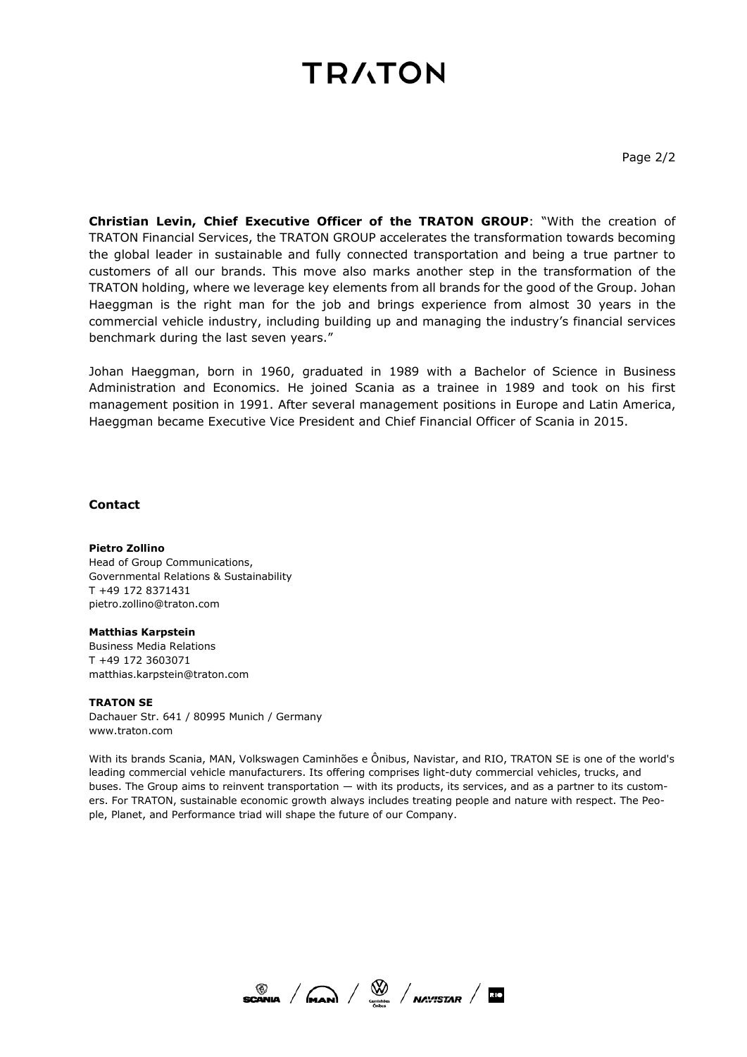**Christian Levin, Chief Executive Officer of the TRATON GROUP**: "With the creation of TRATON Financial Services, the TRATON GROUP accelerates the transformation towards becoming the global leader in sustainable and fully connected transportation and being a true partner to customers of all our brands. This move also marks another step in the transformation of the TRATON holding, where we leverage key elements from all brands for the good of the Group. Johan Haeggman is the right man for the job and brings experience from almost 30 years in the commercial vehicle industry, including building up and managing the industry's financial services benchmark during the last seven years."

Johan Haeggman, born in 1960, graduated in 1989 with a Bachelor of Science in Business Administration and Economics. He joined Scania as a trainee in 1989 and took on his first management position in 1991. After several management positions in Europe and Latin America, Haeggman became Executive Vice President and Chief Financial Officer of Scania in 2015.

## Contact

**Pietro Zollino**
Head of Group Communications,
Governmental Relations & Sustainability
T +49 172 8371431
pietro.zollino@traton.com

**Matthias Karpstein**
Business Media Relations
T +49 172 3603071
matthias.karpstein@traton.com

**TRATON SE**
Dachauer Str. 641 / 80995 Munich / Germany
www.traton.com

With its brands Scania, MAN, Volkswagen Caminhões e Ônibus, Navistar, and RIO, TRATON SE is one of the world's leading commercial vehicle manufacturers. Its offering comprises light-duty commercial vehicles, trucks, and buses. The Group aims to reinvent transportation — with its products, its services, and as a partner to its customers. For TRATON, sustainable economic growth always includes treating people and nature with respect. The People, Planet, and Performance triad will shape the future of our Company.